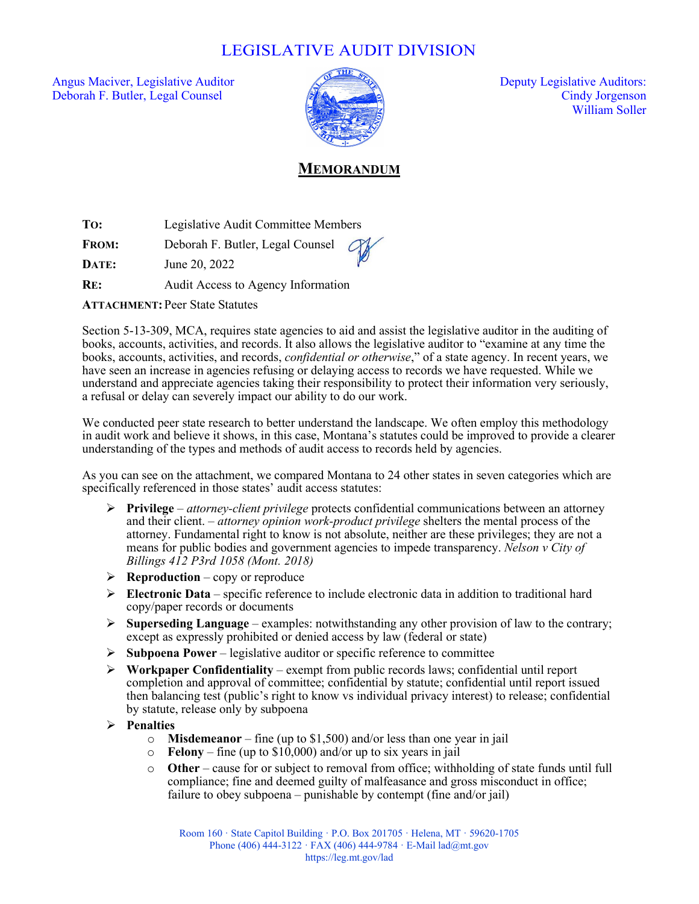# LEGISLATIVE AUDIT DIVISION

Angus Maciver, Legislative Auditor
Deborah F. Butler, Legal Counsel

Deputy Legislative Auditors:
Cindy Jorgenson
William Soller

## MEMORANDUM

**TO:** Legislative Audit Committee Members

**FROM:** Deborah F. Butler, Legal Counsel

**DATE:** June 20, 2022

**RE:** Audit Access to Agency Information

**ATTACHMENT:** Peer State Statutes

Section 5-13-309, MCA, requires state agencies to aid and assist the legislative auditor in the auditing of books, accounts, activities, and records. It also allows the legislative auditor to "examine at any time the books, accounts, activities, and records, *confidential or otherwise*," of a state agency. In recent years, we have seen an increase in agencies refusing or delaying access to records we have requested. While we understand and appreciate agencies taking their responsibility to protect their information very seriously, a refusal or delay can severely impact our ability to do our work.

We conducted peer state research to better understand the landscape. We often employ this methodology in audit work and believe it shows, in this case, Montana's statutes could be improved to provide a clearer understanding of the types and methods of audit access to records held by agencies.

As you can see on the attachment, we compared Montana to 24 other states in seven categories which are specifically referenced in those states' audit access statutes:

- **Privilege** – *attorney-client privilege* protects confidential communications between an attorney and their client. – *attorney opinion work-product privilege* shelters the mental process of the attorney. Fundamental right to know is not absolute, neither are these privileges; they are not a means for public bodies and government agencies to impede transparency. *Nelson v City of Billings 412 P3rd 1058 (Mont. 2018)*
- **Reproduction** – copy or reproduce
- **Electronic Data** – specific reference to include electronic data in addition to traditional hard copy/paper records or documents
- **Superseding Language** – examples: notwithstanding any other provision of law to the contrary; except as expressly prohibited or denied access by law (federal or state)
- **Subpoena Power** – legislative auditor or specific reference to committee
- **Workpaper Confidentiality** – exempt from public records laws; confidential until report completion and approval of committee; confidential by statute; confidential until report issued then balancing test (public's right to know vs individual privacy interest) to release; confidential by statute, release only by subpoena
- **Penalties**
  - **Misdemeanor** – fine (up to $1,500) and/or less than one year in jail
  - **Felony** – fine (up to $10,000) and/or up to six years in jail
  - **Other** – cause for or subject to removal from office; withholding of state funds until full compliance; fine and deemed guilty of malfeasance and gross misconduct in office; failure to obey subpoena – punishable by contempt (fine and/or jail)

Room 160 · State Capitol Building · P.O. Box 201705 · Helena, MT · 59620-1705
Phone (406) 444-3122 · FAX (406) 444-9784 · E-Mail lad@mt.gov
https://leg.mt.gov/lad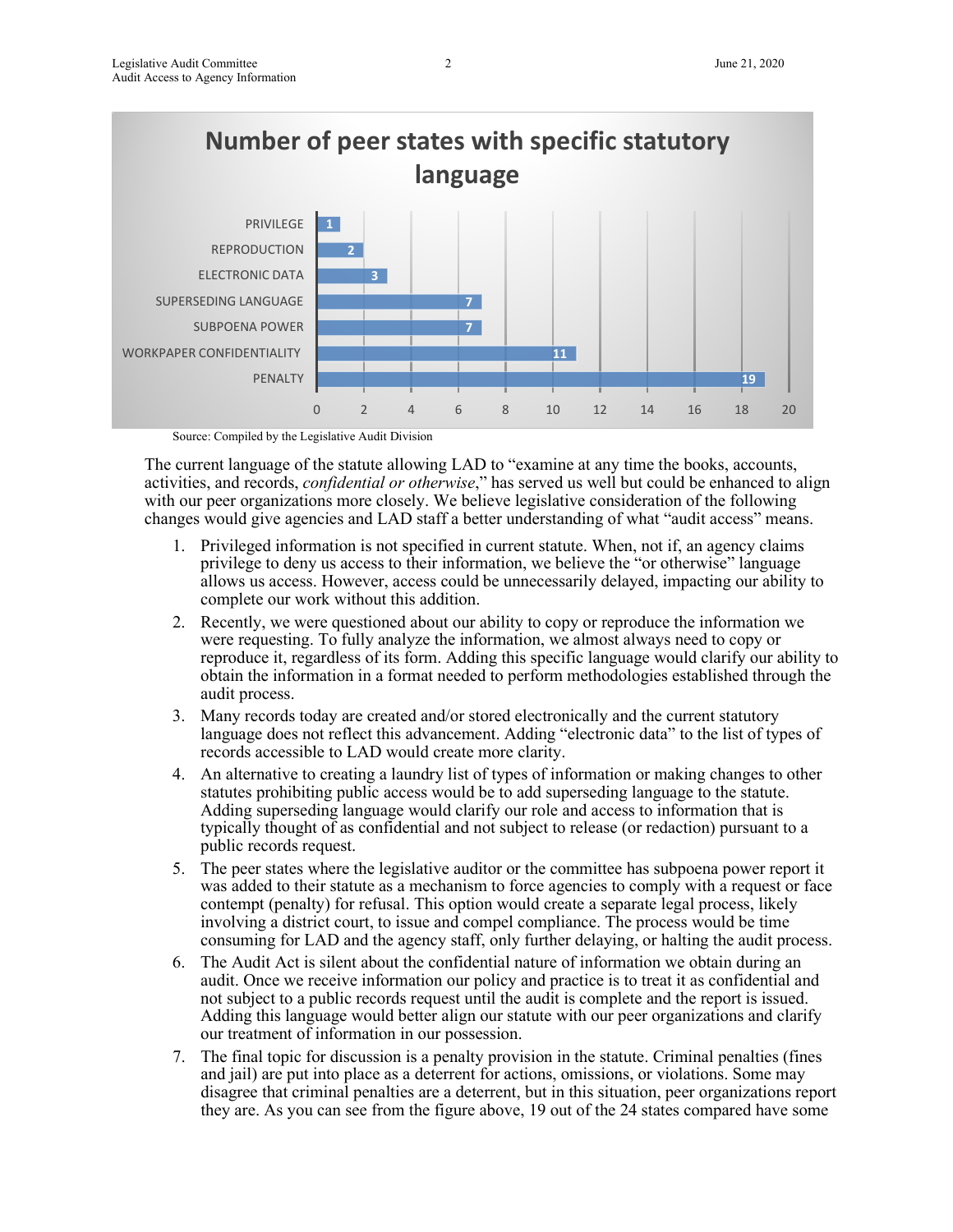**Number of peer states with specific statutory language**

| Statutory Language | Number of Peer States |
|---|---|
| PRIVILEGE | 1 |
| REPRODUCTION | 2 |
| ELECTRONIC DATA | 3 |
| SUPERSEDING LANGUAGE | 7 |
| SUBPOENA POWER | 7 |
| WORKPAPER CONFIDENTIALITY | 11 |
| PENALTY | 19 |

Source: Compiled by the Legislative Audit Division

The current language of the statute allowing LAD to "examine at any time the books, accounts, activities, and records, *confidential or otherwise*," has served us well but could be enhanced to align with our peer organizations more closely. We believe legislative consideration of the following changes would give agencies and LAD staff a better understanding of what "audit access" means.

1. Privileged information is not specified in current statute. When, not if, an agency claims privilege to deny us access to their information, we believe the "or otherwise" language allows us access. However, access could be unnecessarily delayed, impacting our ability to complete our work without this addition.
2. Recently, we were questioned about our ability to copy or reproduce the information we were requesting. To fully analyze the information, we almost always need to copy or reproduce it, regardless of its form. Adding this specific language would clarify our ability to obtain the information in a format needed to perform methodologies established through the audit process.
3. Many records today are created and/or stored electronically and the current statutory language does not reflect this advancement. Adding "electronic data" to the list of types of records accessible to LAD would create more clarity.
4. An alternative to creating a laundry list of types of information or making changes to other statutes prohibiting public access would be to add superseding language to the statute. Adding superseding language would clarify our role and access to information that is typically thought of as confidential and not subject to release (or redaction) pursuant to a public records request.
5. The peer states where the legislative auditor or the committee has subpoena power report it was added to their statute as a mechanism to force agencies to comply with a request or face contempt (penalty) for refusal. This option would create a separate legal process, likely involving a district court, to issue and compel compliance. The process would be time consuming for LAD and the agency staff, only further delaying, or halting the audit process.
6. The Audit Act is silent about the confidential nature of information we obtain during an audit. Once we receive information our policy and practice is to treat it as confidential and not subject to a public records request until the audit is complete and the report is issued. Adding this language would better align our statute with our peer organizations and clarify our treatment of information in our possession.
7. The final topic for discussion is a penalty provision in the statute. Criminal penalties (fines and jail) are put into place as a deterrent for actions, omissions, or violations. Some may disagree that criminal penalties are a deterrent, but in this situation, peer organizations report they are. As you can see from the figure above, 19 out of the 24 states compared have some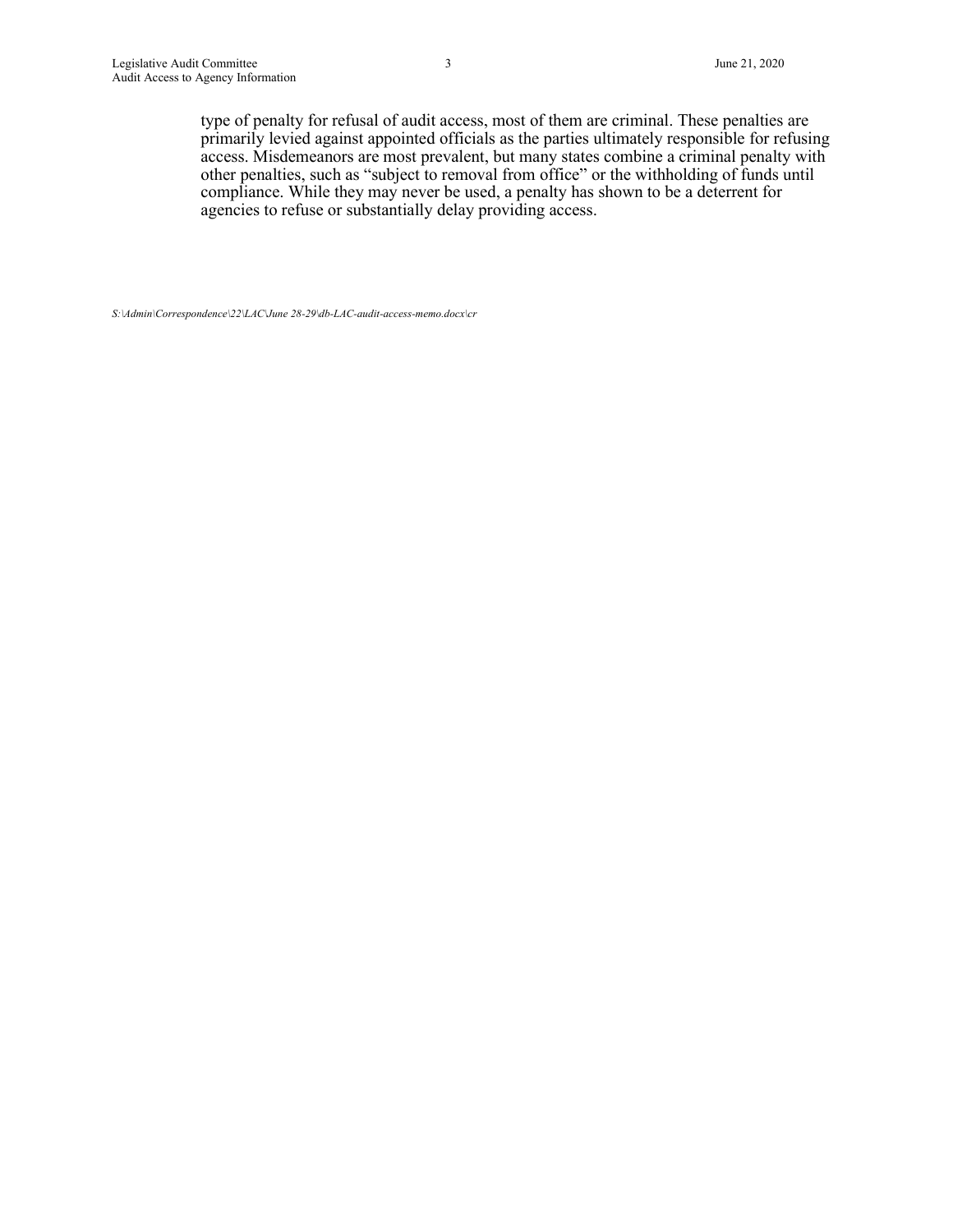type of penalty for refusal of audit access, most of them are criminal. These penalties are primarily levied against appointed officials as the parties ultimately responsible for refusing access. Misdemeanors are most prevalent, but many states combine a criminal penalty with other penalties, such as "subject to removal from office" or the withholding of funds until compliance. While they may never be used, a penalty has shown to be a deterrent for agencies to refuse or substantially delay providing access.

*S:\Admin\Correspondence\22\LAC\June 28-29\db-LAC-audit-access-memo.docx\cr*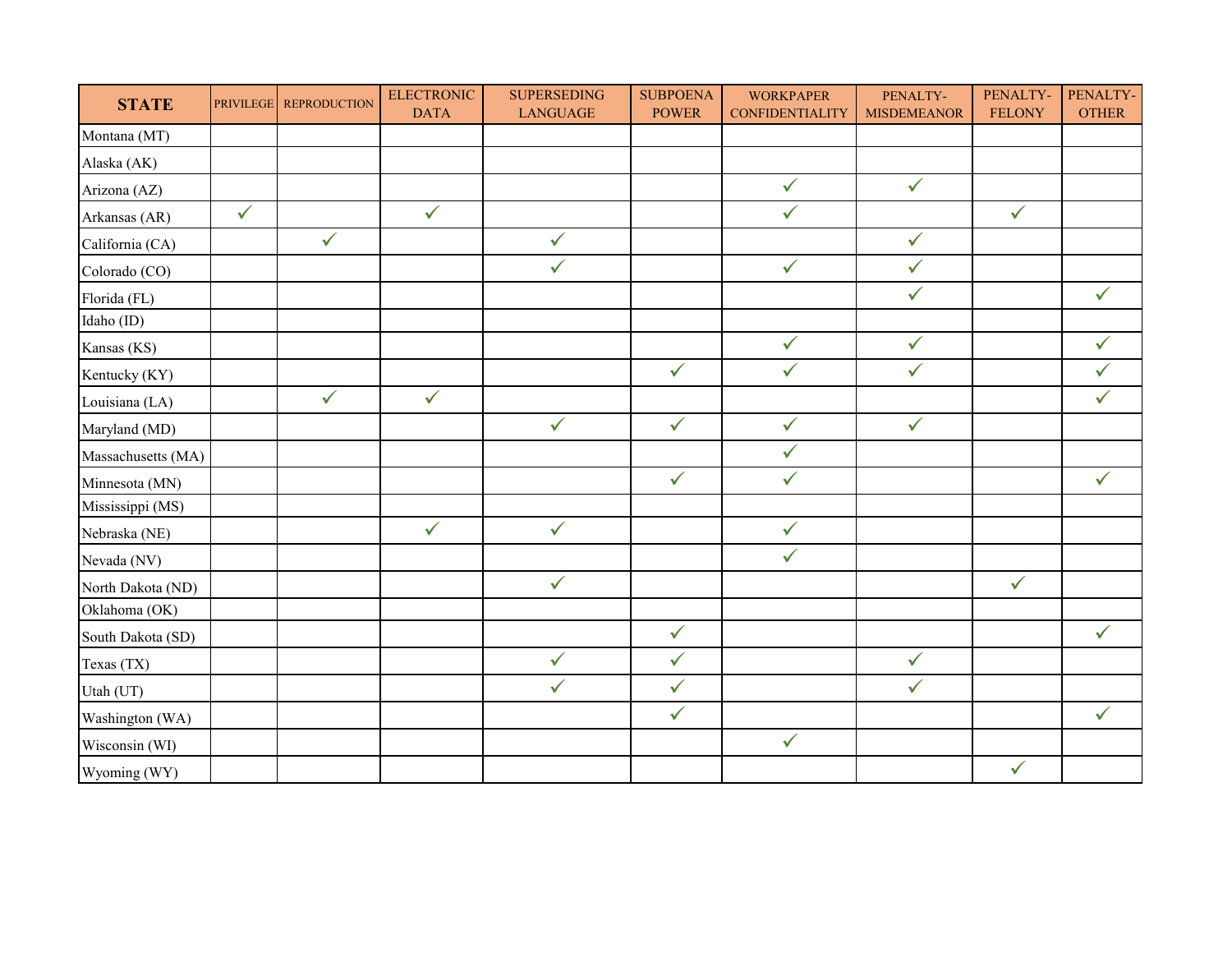| STATE | PRIVILEGE | REPRODUCTION | ELECTRONIC DATA | SUPERSEDING LANGUAGE | SUBPOENA POWER | WORKPAPER CONFIDENTIALITY | PENALTY-MISDEMEANOR | PENALTY-FELONY | PENALTY-OTHER |
|---|---|---|---|---|---|---|---|---|---|
| Montana (MT) | | | | | | | | | |
| Alaska (AK) | | | | | | | | | |
| Arizona (AZ) | | | | | | ✓ | ✓ | | |
| Arkansas (AR) | ✓ | | ✓ | | | ✓ | | ✓ | |
| California (CA) | | ✓ | | ✓ | | | ✓ | | |
| Colorado (CO) | | | | ✓ | | ✓ | ✓ | | |
| Florida (FL) | | | | | | | ✓ | | ✓ |
| Idaho (ID) | | | | | | | | | |
| Kansas (KS) | | | | | | ✓ | ✓ | | ✓ |
| Kentucky (KY) | | | | | ✓ | ✓ | ✓ | | ✓ |
| Louisiana (LA) | | ✓ | ✓ | | | | | | ✓ |
| Maryland (MD) | | | | ✓ | ✓ | ✓ | ✓ | | |
| Massachusetts (MA) | | | | | | ✓ | | | |
| Minnesota (MN) | | | | | ✓ | ✓ | | | ✓ |
| Mississippi (MS) | | | | | | | | | |
| Nebraska (NE) | | | ✓ | ✓ | | ✓ | | | |
| Nevada (NV) | | | | | | ✓ | | | |
| North Dakota (ND) | | | | ✓ | | | | ✓ | |
| Oklahoma (OK) | | | | | | | | | |
| South Dakota (SD) | | | | | ✓ | | | | ✓ |
| Texas (TX) | | | | ✓ | ✓ | | ✓ | | |
| Utah (UT) | | | | ✓ | ✓ | | ✓ | | |
| Washington (WA) | | | | | ✓ | | | | ✓ |
| Wisconsin (WI) | | | | | | ✓ | | | |
| Wyoming (WY) | | | | | | | | ✓ | |